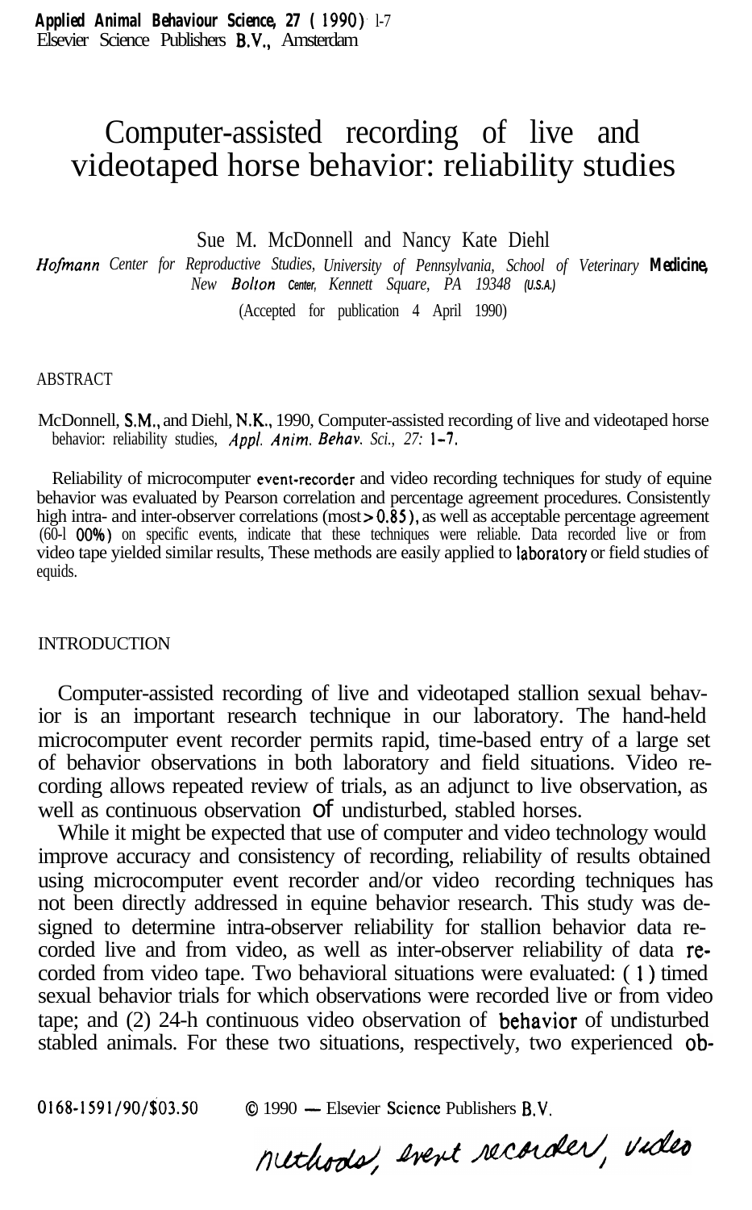# Computer-assisted recording of live and videotaped horse behavior: reliability studies

Sue M. McDonnell and Nancy Kate Diehl

*Hofmann Center for Reproductive Studies, University of Pennsylvania, School of Veterinary Medicine, New Bolton Center, Kennett Square, PA 19348 (U.S.A.)*

(Accepted for publication 4 April 1990)

## ABSTRACT

McDonnell, S.M., and Diehl, N.K., 1990, Computer-assisted recording of live and videotaped horse behavior: reliability studies, *Appl. Anim. Behav. Sci., 27:* 1–7.

Reliability of microcomputer event-recorder and video recording techniques for study of equine behavior was evaluated by Pearson correlation and percentage agreement procedures. Consistently high intra- and inter-observer correlations (most > 0.85), as well as acceptable percentage agreement (60-100%) on specific events, indicate that these techniques were reliable. Data recorded live or from video tape yielded similar results, These methods are easily applied to laboratory or field studies of equids.

## INTRODUCTION

Computer-assisted recording of live and videotaped stallion sexual behavior is an important research technique in our laboratory. The hand-held microcomputer event recorder permits rapid, time-based entry of a large set of behavior observations in both laboratory and field situations. Video recording allows repeated review of trials, as an adjunct to live observation, as well as continuous observation of undisturbed, stabled horses.

While it might be expected that use of computer and video technology would improve accuracy and consistency of recording, reliability of results obtained using microcomputer event recorder and/or video recording techniques has not been directly addressed in equine behavior research. This study was designed to determine intra-observer reliability for stallion behavior data recorded live and from video, as well as inter-observer reliability of data recorded from video tape. Two behavioral situations were evaluated: (1) timed sexual behavior trials for which observations were recorded live or from video tape; and (2) 24-h continuous video observation of behavior of undisturbed stabled animals. For these two situations, respectively, two experienced ob-

0168-1591/90/$03.50 © 1990 — Elsevier Science Publishers B.V.

methods, event recorder, video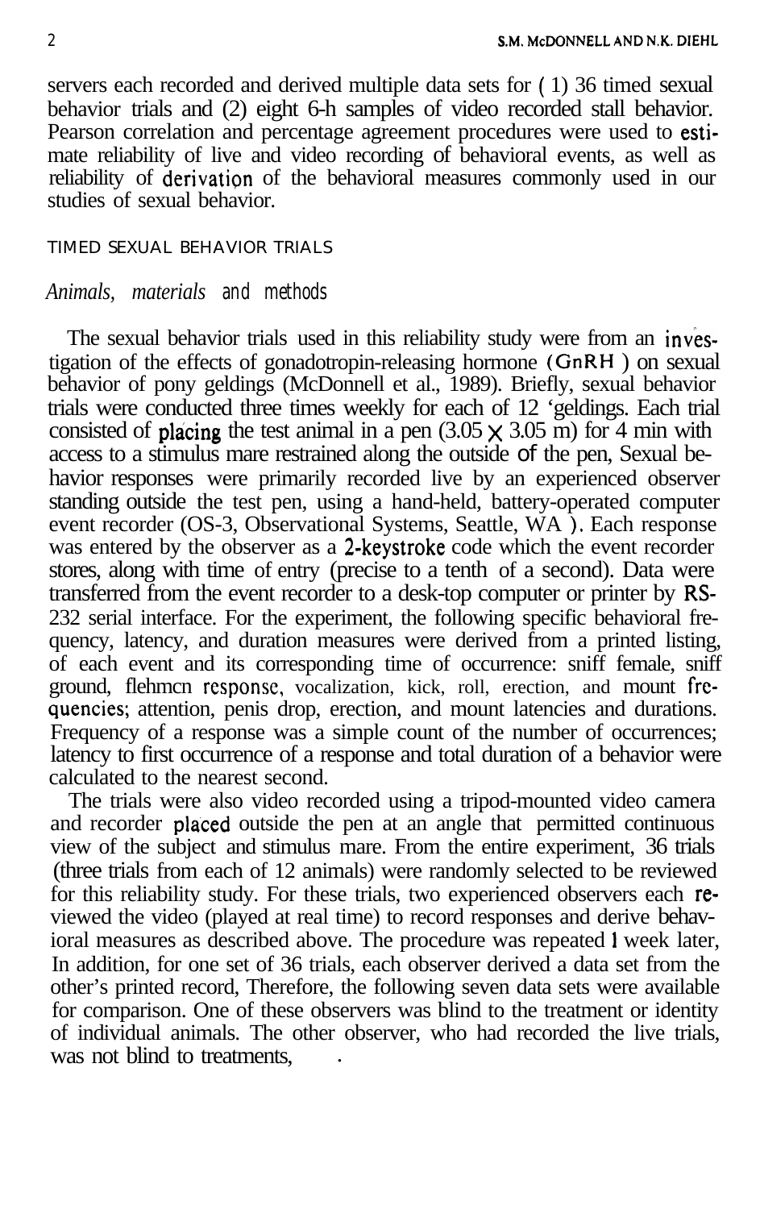servers each recorded and derived multiple data sets for (1) 36 timed sexual behavior trials and (2) eight 6-h samples of video recorded stall behavior. Pearson correlation and percentage agreement procedures were used to estimate reliability of live and video recording of behavioral events, as well as reliability of derivation of the behavioral measures commonly used in our studies of sexual behavior.

## TIMED SEXUAL BEHAVIOR TRIALS

### *Animals, materials and methods*

The sexual behavior trials used in this reliability study were from an investigation of the effects of gonadotropin-releasing hormone (GnRH) on sexual behavior of pony geldings (McDonnell et al., 1989). Briefly, sexual behavior trials were conducted three times weekly for each of 12 'geldings. Each trial consisted of placing the test animal in a pen (3.05 × 3.05 m) for 4 min with access to a stimulus mare restrained along the outside of the pen, Sexual behavior responses were primarily recorded live by an experienced observer standing outside the test pen, using a hand-held, battery-operated computer event recorder (OS-3, Observational Systems, Seattle, WA). Each response was entered by the observer as a 2-keystroke code which the event recorder stores, along with time of entry (precise to a tenth of a second). Data were transferred from the event recorder to a desk-top computer or printer by RS-232 serial interface. For the experiment, the following specific behavioral frequency, latency, and duration measures were derived from a printed listing, of each event and its corresponding time of occurrence: sniff female, sniff ground, flehmcn responsc, vocalization, kick, roll, erection, and mount frequencies; attention, penis drop, erection, and mount latencies and durations. Frequency of a response was a simple count of the number of occurrences; latency to first occurrence of a response and total duration of a behavior were calculated to the nearest second.

The trials were also video recorded using a tripod-mounted video camera and recorder placed outside the pen at an angle that permitted continuous view of the subject and stimulus mare. From the entire experiment, 36 trials (three trials from each of 12 animals) were randomly selected to be reviewed for this reliability study. For these trials, two experienced observers each reviewed the video (played at real time) to record responses and derive behavioral measures as described above. The procedure was repeated 1 week later, In addition, for one set of 36 trials, each observer derived a data set from the other's printed record, Therefore, the following seven data sets were available for comparison. One of these observers was blind to the treatment or identity of individual animals. The other observer, who had recorded the live trials, was not blind to treatments,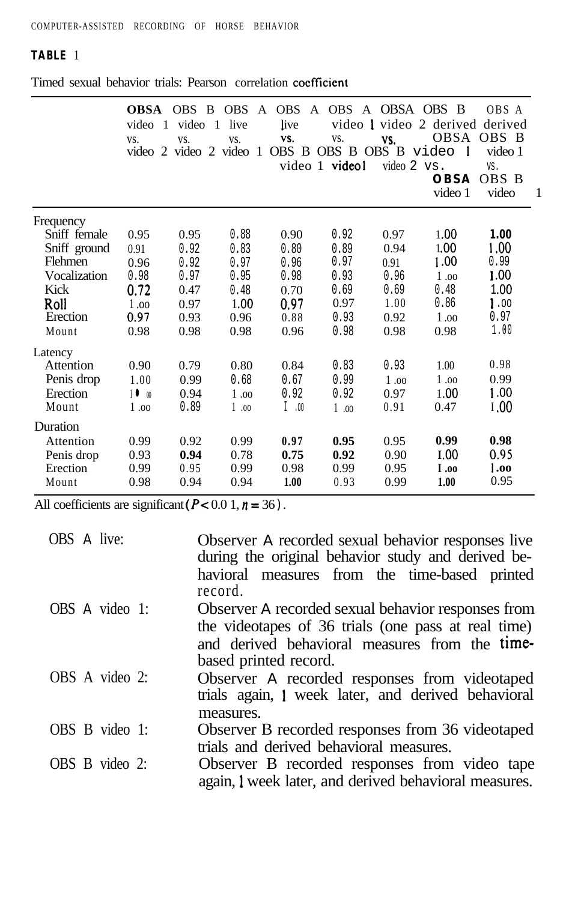**TABLE 1**

Timed sexual behavior trials: Pearson correlation coefficient

| | OBS A video 1 vs. video 2 | OBS B video 1 vs. video 2 | OBS A live vs. video 1 | OBS A live vs. OBS B video 1 | OBS A video 1 vs. OBS B video 1 | OBS A video 2 vs. OBS B video 2 | OBS B derived OBS A video 1 vs. OBS A video 1 | OBS A derived OBS B video 1 vs. OBS B video 1 |
|---|---|---|---|---|---|---|---|---|
| **Frequency** | | | | | | | | |
| Sniff female | 0.95 | 0.95 | 0.88 | 0.90 | 0.92 | 0.97 | 1.00 | 1.00 |
| Sniff ground | 0.91 | 0.92 | 0.83 | 0.80 | 0.89 | 0.94 | 1.00 | 1.00 |
| Flehmen | 0.96 | 0.92 | 0.97 | 0.96 | 0.97 | 0.91 | 1.00 | 0.99 |
| Vocalization | 0.98 | 0.97 | 0.95 | 0.98 | 0.93 | 0.96 | 1.00 | 1.00 |
| Kick | 0.72 | 0.47 | 0.48 | 0.70 | 0.69 | 0.69 | 0.48 | 1.00 |
| Roll | 1.00 | 0.97 | 1.00 | 0.97 | 0.97 | 1.00 | 0.86 | 1.00 |
| Erection | 0.97 | 0.93 | 0.96 | 0.88 | 0.93 | 0.92 | 1.00 | 0.97 |
| Mount | 0.98 | 0.98 | 0.98 | 0.96 | 0.98 | 0.98 | 0.98 | 1.00 |
| **Latency** | | | | | | | | |
| Attention | 0.90 | 0.79 | 0.80 | 0.84 | 0.83 | 0.93 | 1.00 | 0.98 |
| Penis drop | 1.00 | 0.99 | 0.68 | 0.67 | 0.99 | 1.00 | 1.00 | 0.99 |
| Erection | 1.00 | 0.94 | 1.00 | 0.92 | 0.92 | 0.97 | 1.00 | 1.00 |
| Mount | 1.00 | 0.89 | 1.00 | 1.00 | 1.00 | 0.91 | 0.47 | 1.00 |
| **Duration** | | | | | | | | |
| Attention | 0.99 | 0.92 | 0.99 | 0.97 | 0.95 | 0.95 | 0.99 | 0.98 |
| Penis drop | 0.93 | 0.94 | 0.78 | 0.75 | 0.92 | 0.90 | 1.00 | 0.95 |
| Erection | 0.99 | 0.95 | 0.99 | 0.98 | 0.99 | 0.95 | 1.00 | 1.00 |
| Mount | 0.98 | 0.94 | 0.94 | 1.00 | 0.93 | 0.99 | 1.00 | 0.95 |

All coefficients are significant ($P < 0.01$, $n = 36$).

- OBS A live: Observer A recorded sexual behavior responses live during the original behavior study and derived behavioral measures from the time-based printed record.
- OBS A video 1: Observer A recorded sexual behavior responses from the videotapes of 36 trials (one pass at real time) and derived behavioral measures from the time-based printed record.
- OBS A video 2: Observer A recorded responses from videotaped trials again, 1 week later, and derived behavioral measures.
- OBS B video 1: Observer B recorded responses from 36 videotaped trials and derived behavioral measures.
- OBS B video 2: Observer B recorded responses from video tape again, 1 week later, and derived behavioral measures.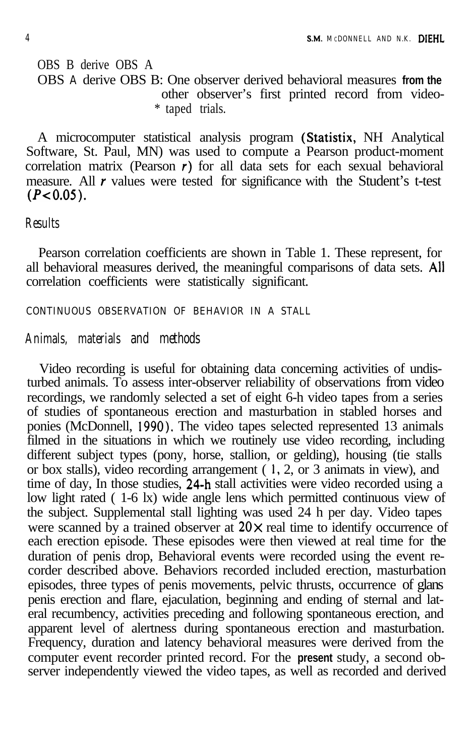OBS B derive OBS A
OBS A derive OBS B: One observer derived behavioral measures from the other observer's first printed record from video-taped trials.

A microcomputer statistical analysis program (Statistix, NH Analytical Software, St. Paul, MN) was used to compute a Pearson product-moment correlation matrix (Pearson $r$) for all data sets for each sexual behavioral measure. All $r$ values were tested for significance with the Student's t-test ($P<0.05$).

## Results

Pearson correlation coefficients are shown in Table 1. These represent, for all behavioral measures derived, the meaningful comparisons of data sets. All correlation coefficients were statistically significant.

# CONTINUOUS OBSERVATION OF BEHAVIOR IN A STALL

## Animals, materials and methods

Video recording is useful for obtaining data concerning activities of undisturbed animals. To assess inter-observer reliability of observations from video recordings, we randomly selected a set of eight 6-h video tapes from a series of studies of spontaneous erection and masturbation in stabled horses and ponies (McDonnell, 1990). The video tapes selected represented 13 animals filmed in the situations in which we routinely use video recording, including different subject types (pony, horse, stallion, or gelding), housing (tie stalls or box stalls), video recording arrangement ( 1, 2, or 3 animats in view), and time of day, In those studies, 24-h stall activities were video recorded using a low light rated ( 1-6 lx) wide angle lens which permitted continuous view of the subject. Supplemental stall lighting was used 24 h per day. Video tapes were scanned by a trained observer at 20× real time to identify occurrence of each erection episode. These episodes were then viewed at real time for the duration of penis drop, Behavioral events were recorded using the event recorder described above. Behaviors recorded included erection, masturbation episodes, three types of penis movements, pelvic thrusts, occurrence of glans penis erection and flare, ejaculation, beginning and ending of sternal and lateral recumbency, activities preceding and following spontaneous erection, and apparent level of alertness during spontaneous erection and masturbation. Frequency, duration and latency behavioral measures were derived from the computer event recorder printed record. For the present study, a second observer independently viewed the video tapes, as well as recorded and derived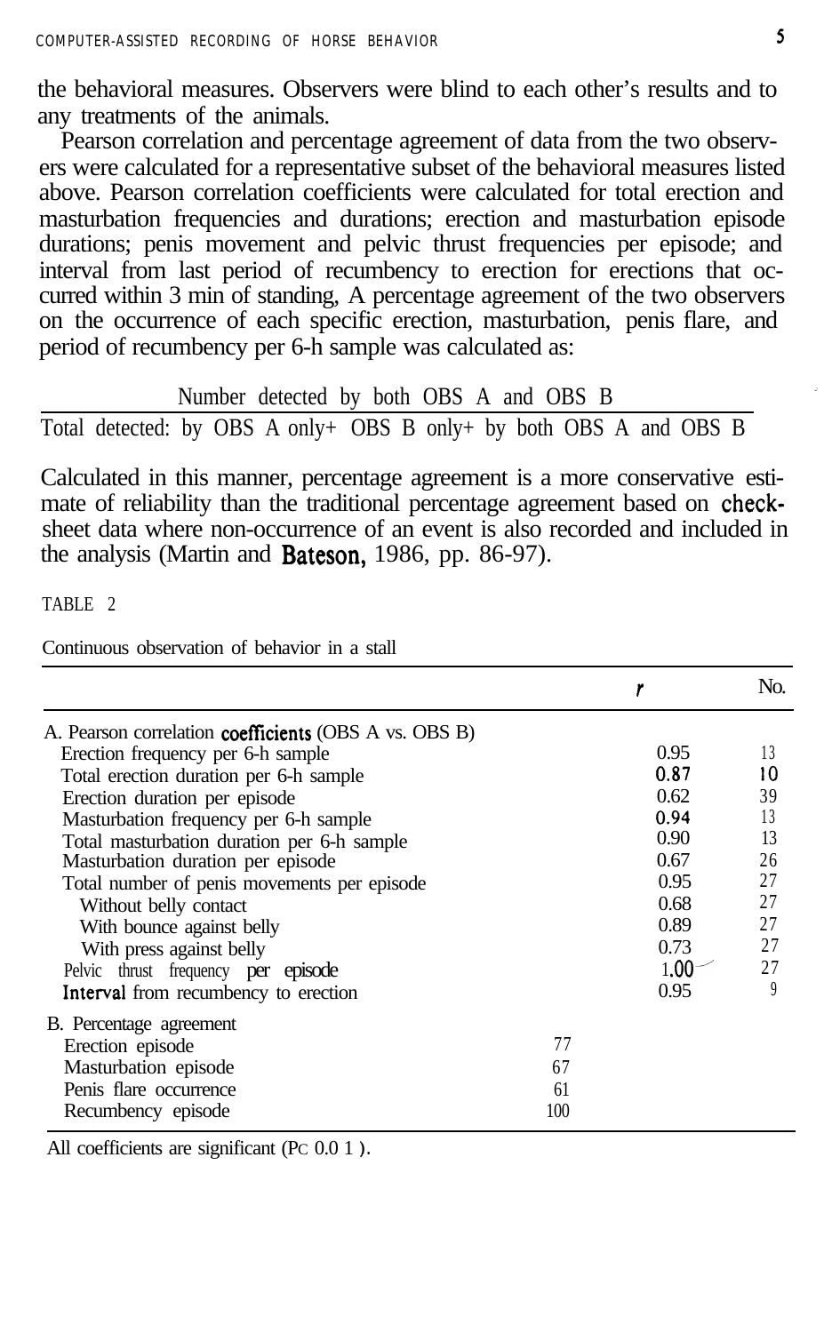the behavioral measures. Observers were blind to each other's results and to any treatments of the animals.

Pearson correlation and percentage agreement of data from the two observers were calculated for a representative subset of the behavioral measures listed above. Pearson correlation coefficients were calculated for total erection and masturbation frequencies and durations; erection and masturbation episode durations; penis movement and pelvic thrust frequencies per episode; and interval from last period of recumbency to erection for erections that occurred within 3 min of standing, A percentage agreement of the two observers on the occurrence of each specific erection, masturbation, penis flare, and period of recumbency per 6-h sample was calculated as:

$$\frac{\text{Number detected by both OBS A and OBS B}}{\text{Total detected: by OBS A only} + \text{OBS B only} + \text{by both OBS A and OBS B}}$$

Calculated in this manner, percentage agreement is a more conservative estimate of reliability than the traditional percentage agreement based on check-sheet data where non-occurrence of an event is also recorded and included in the analysis (Martin and Bateson, 1986, pp. 86-97).

TABLE 2

Continuous observation of behavior in a stall

| | | $r$ | No. |
|---|---|---|---|
| A. Pearson correlation coefficients (OBS A vs. OBS B) | | | |
| Erection frequency per 6-h sample | | 0.95 | 13 |
| Total erection duration per 6-h sample | | 0.87 | 10 |
| Erection duration per episode | | 0.62 | 39 |
| Masturbation frequency per 6-h sample | | 0.94 | 13 |
| Total masturbation duration per 6-h sample | | 0.90 | 13 |
| Masturbation duration per episode | | 0.67 | 26 |
| Total number of penis movements per episode | | 0.95 | 27 |
| Without belly contact | | 0.68 | 27 |
| With bounce against belly | | 0.89 | 27 |
| With press against belly | | 0.73 | 27 |
| Pelvic thrust frequency per episode | | 1.00 | 27 |
| Interval from recumbency to erection | | 0.95 | 9 |
| B. Percentage agreement | | | |
| Erection episode | 77 | | |
| Masturbation episode | 67 | | |
| Penis flare occurrence | 61 | | |
| Recumbency episode | 100 | | |

All coefficients are significant ($P < 0.01$).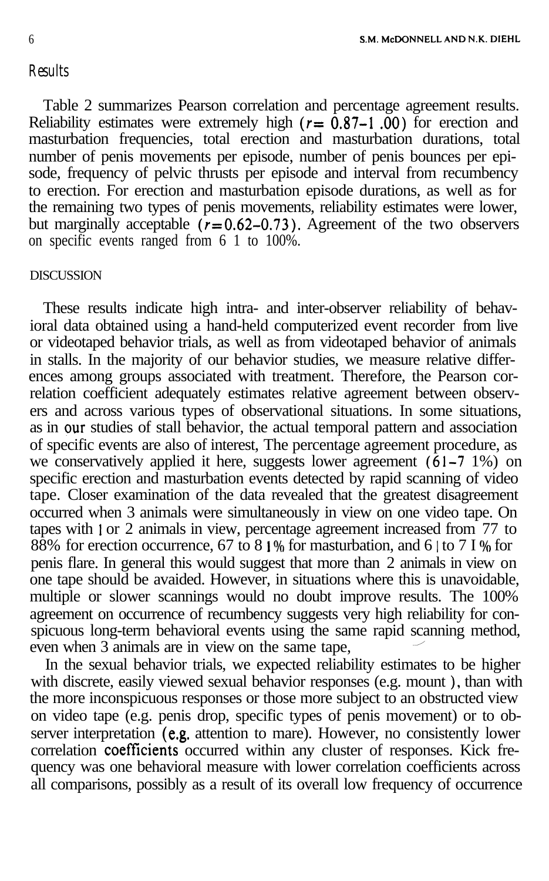### Results

Table 2 summarizes Pearson correlation and percentage agreement results. Reliability estimates were extremely high ($r = 0.87$–$1.00$) for erection and masturbation frequencies, total erection and masturbation durations, total number of penis movements per episode, number of penis bounces per episode, frequency of pelvic thrusts per episode and interval from recumbency to erection. For erection and masturbation episode durations, as well as for the remaining two types of penis movements, reliability estimates were lower, but marginally acceptable ($r = 0.62$–$0.73$). Agreement of the two observers on specific events ranged from 61 to 100%.

## DISCUSSION

These results indicate high intra- and inter-observer reliability of behavioral data obtained using a hand-held computerized event recorder from live or videotaped behavior trials, as well as from videotaped behavior of animals in stalls. In the majority of our behavior studies, we measure relative differences among groups associated with treatment. Therefore, the Pearson correlation coefficient adequately estimates relative agreement between observers and across various types of observational situations. In some situations, as in our studies of stall behavior, the actual temporal pattern and association of specific events are also of interest, The percentage agreement procedure, as we conservatively applied it here, suggests lower agreement (61–71%) on specific erection and masturbation events detected by rapid scanning of video tape. Closer examination of the data revealed that the greatest disagreement occurred when 3 animals were simultaneously in view on one video tape. On tapes with 1 or 2 animals in view, percentage agreement increased from 77 to 88% for erection occurrence, 67 to 81% for masturbation, and 61 to 71% for penis flare. In general this would suggest that more than 2 animals in view on one tape should be avaided. However, in situations where this is unavoidable, multiple or slower scannings would no doubt improve results. The 100% agreement on occurrence of recumbency suggests very high reliability for conspicuous long-term behavioral events using the same rapid scanning method, even when 3 animals are in view on the same tape,

In the sexual behavior trials, we expected reliability estimates to be higher with discrete, easily viewed sexual behavior responses (e.g. mount ), than with the more inconspicuous responses or those more subject to an obstructed view on video tape (e.g. penis drop, specific types of penis movement) or to observer interpretation (e.g. attention to mare). However, no consistently lower correlation coefficients occurred within any cluster of responses. Kick frequency was one behavioral measure with lower correlation coefficients across all comparisons, possibly as a result of its overall low frequency of occurrence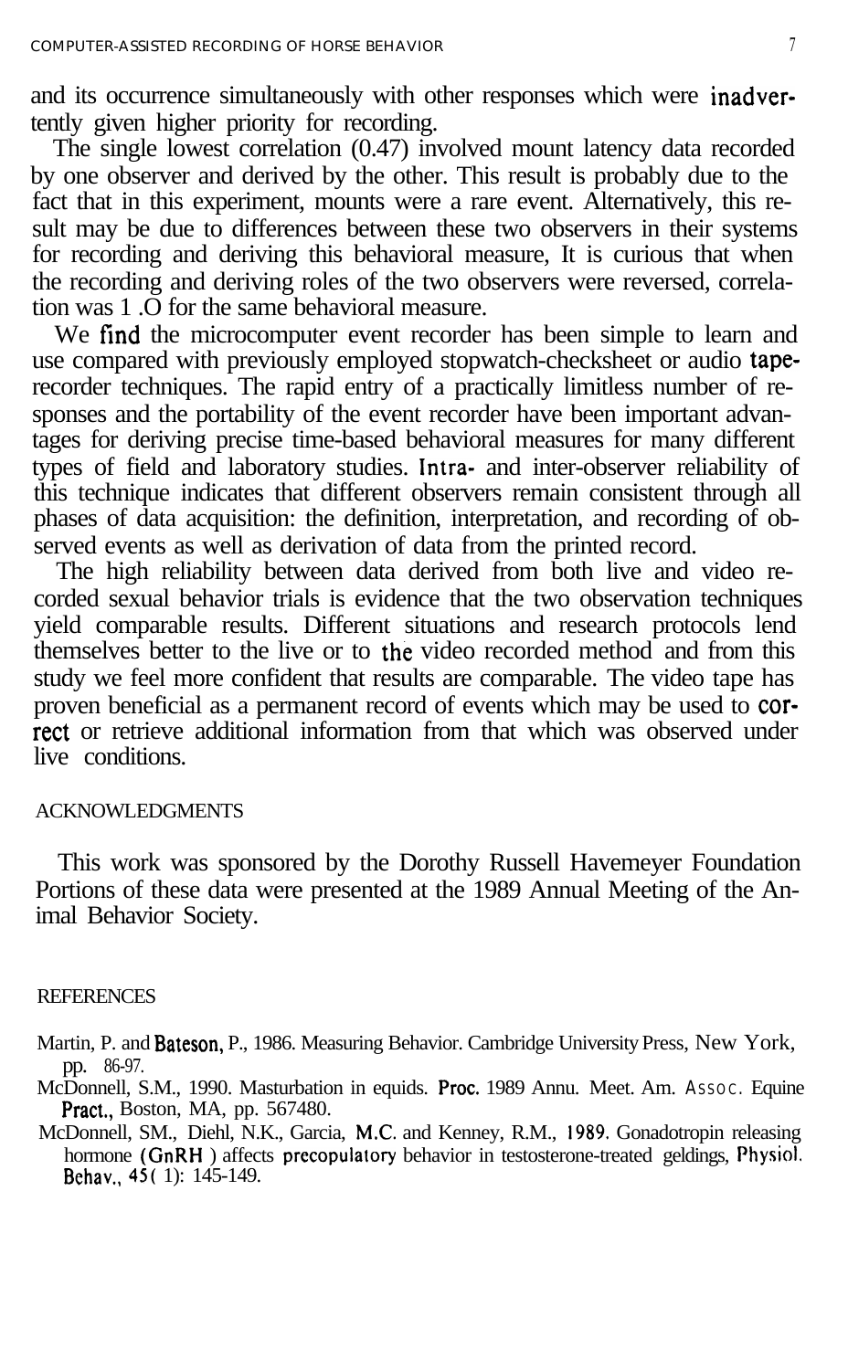and its occurrence simultaneously with other responses which were inadvertently given higher priority for recording.

The single lowest correlation (0.47) involved mount latency data recorded by one observer and derived by the other. This result is probably due to the fact that in this experiment, mounts were a rare event. Alternatively, this result may be due to differences between these two observers in their systems for recording and deriving this behavioral measure, It is curious that when the recording and deriving roles of the two observers were reversed, correlation was 1 .O for the same behavioral measure.

We find the microcomputer event recorder has been simple to learn and use compared with previously employed stopwatch-checksheet or audio tape-recorder techniques. The rapid entry of a practically limitless number of responses and the portability of the event recorder have been important advantages for deriving precise time-based behavioral measures for many different types of field and laboratory studies. Intra- and inter-observer reliability of this technique indicates that different observers remain consistent through all phases of data acquisition: the definition, interpretation, and recording of observed events as well as derivation of data from the printed record.

The high reliability between data derived from both live and video recorded sexual behavior trials is evidence that the two observation techniques yield comparable results. Different situations and research protocols lend themselves better to the live or to the video recorded method and from this study we feel more confident that results are comparable. The video tape has proven beneficial as a permanent record of events which may be used to correct or retrieve additional information from that which was observed under live conditions.

## ACKNOWLEDGMENTS

This work was sponsored by the Dorothy Russell Havemeyer Foundation Portions of these data were presented at the 1989 Annual Meeting of the Animal Behavior Society.

## REFERENCES

Martin, P. and Bateson, P., 1986. Measuring Behavior. Cambridge University Press, New York, pp. 86-97.

McDonnell, S.M., 1990. Masturbation in equids. Proc. 1989 Annu. Meet. Am. Assoc. Equine Pract., Boston, MA, pp. 567480.

McDonnell, SM., Diehl, N.K., Garcia, M.C. and Kenney, R.M., 1989. Gonadotropin releasing hormone (GnRH ) affects precopulatory behavior in testosterone-treated geldings, Physiol. Behav., 45( 1): 145-149.